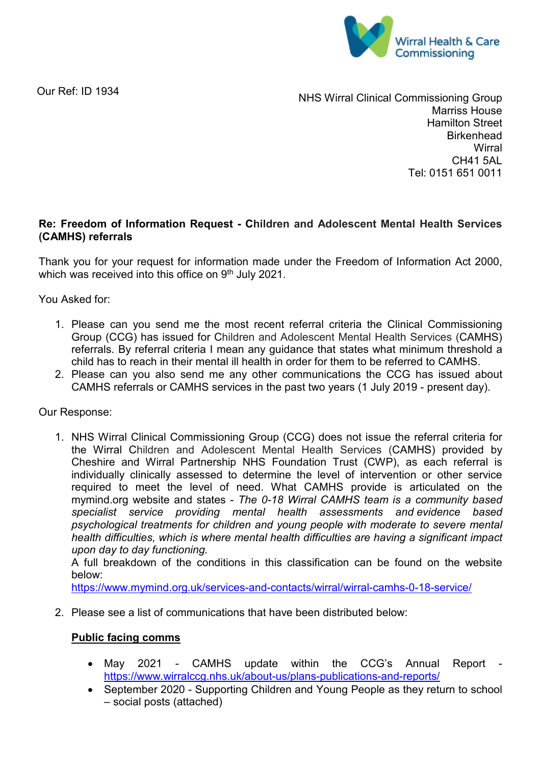Wirral Health & Care Commissioning

Our Ref: ID 1934

NHS Wirral Clinical Commissioning Group
Marriss House
Hamilton Street
Birkenhead
Wirral
CH41 5AL
Tel: 0151 651 0011

**Re: Freedom of Information Request - Children and Adolescent Mental Health Services (CAMHS) referrals**

Thank you for your request for information made under the Freedom of Information Act 2000, which was received into this office on 9th July 2021.

You Asked for:

1. Please can you send me the most recent referral criteria the Clinical Commissioning Group (CCG) has issued for Children and Adolescent Mental Health Services (CAMHS) referrals. By referral criteria I mean any guidance that states what minimum threshold a child has to reach in their mental ill health in order for them to be referred to CAMHS.
2. Please can you also send me any other communications the CCG has issued about CAMHS referrals or CAMHS services in the past two years (1 July 2019 - present day).

Our Response:

1. NHS Wirral Clinical Commissioning Group (CCG) does not issue the referral criteria for the Wirral Children and Adolescent Mental Health Services (CAMHS) provided by Cheshire and Wirral Partnership NHS Foundation Trust (CWP), as each referral is individually clinically assessed to determine the level of intervention or other service required to meet the level of need. What CAMHS provide is articulated on the mymind.org website and states - *The 0-18 Wirral CAMHS team is a community based specialist service providing mental health assessments and evidence based psychological treatments for children and young people with moderate to severe mental health difficulties, which is where mental health difficulties are having a significant impact upon day to day functioning.*
   A full breakdown of the conditions in this classification can be found on the website below:
   https://www.mymind.org.uk/services-and-contacts/wirral/wirral-camhs-0-18-service/

2. Please see a list of communications that have been distributed below:

   **Public facing comms**

   - May 2021 - CAMHS update within the CCG's Annual Report - https://www.wirralccg.nhs.uk/about-us/plans-publications-and-reports/
   - September 2020 - Supporting Children and Young People as they return to school – social posts (attached)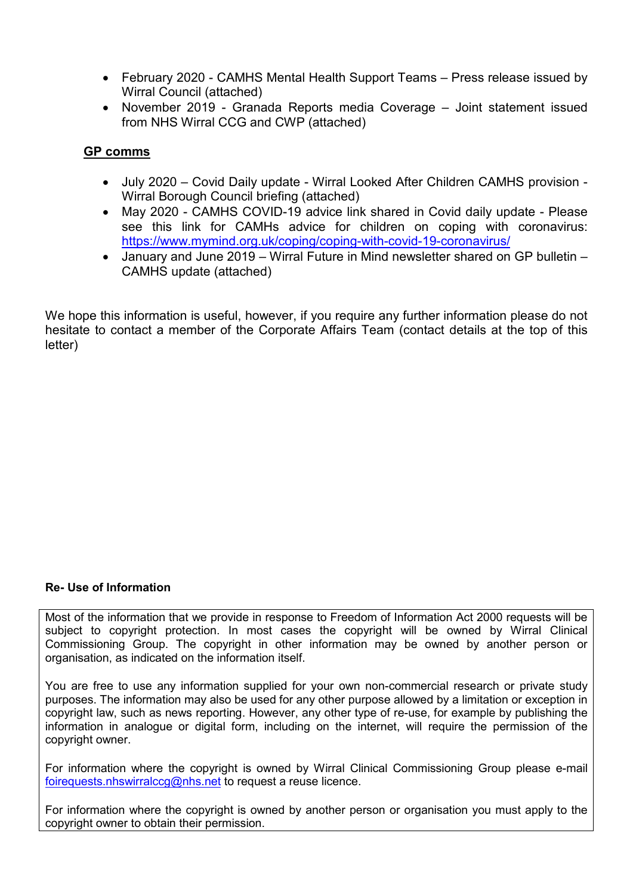- February 2020 - CAMHS Mental Health Support Teams – Press release issued by Wirral Council (attached)
- November 2019 - Granada Reports media Coverage – Joint statement issued from NHS Wirral CCG and CWP (attached)

**GP comms**

- July 2020 – Covid Daily update - Wirral Looked After Children CAMHS provision - Wirral Borough Council briefing (attached)
- May 2020 - CAMHS COVID-19 advice link shared in Covid daily update - Please see this link for CAMHs advice for children on coping with coronavirus: https://www.mymind.org.uk/coping/coping-with-covid-19-coronavirus/
- January and June 2019 – Wirral Future in Mind newsletter shared on GP bulletin – CAMHS update (attached)

We hope this information is useful, however, if you require any further information please do not hesitate to contact a member of the Corporate Affairs Team (contact details at the top of this letter)

**Re- Use of Information**

Most of the information that we provide in response to Freedom of Information Act 2000 requests will be subject to copyright protection. In most cases the copyright will be owned by Wirral Clinical Commissioning Group. The copyright in other information may be owned by another person or organisation, as indicated on the information itself.

You are free to use any information supplied for your own non-commercial research or private study purposes. The information may also be used for any other purpose allowed by a limitation or exception in copyright law, such as news reporting. However, any other type of re-use, for example by publishing the information in analogue or digital form, including on the internet, will require the permission of the copyright owner.

For information where the copyright is owned by Wirral Clinical Commissioning Group please e-mail foirequests.nhswirralccg@nhs.net to request a reuse licence.

For information where the copyright is owned by another person or organisation you must apply to the copyright owner to obtain their permission.